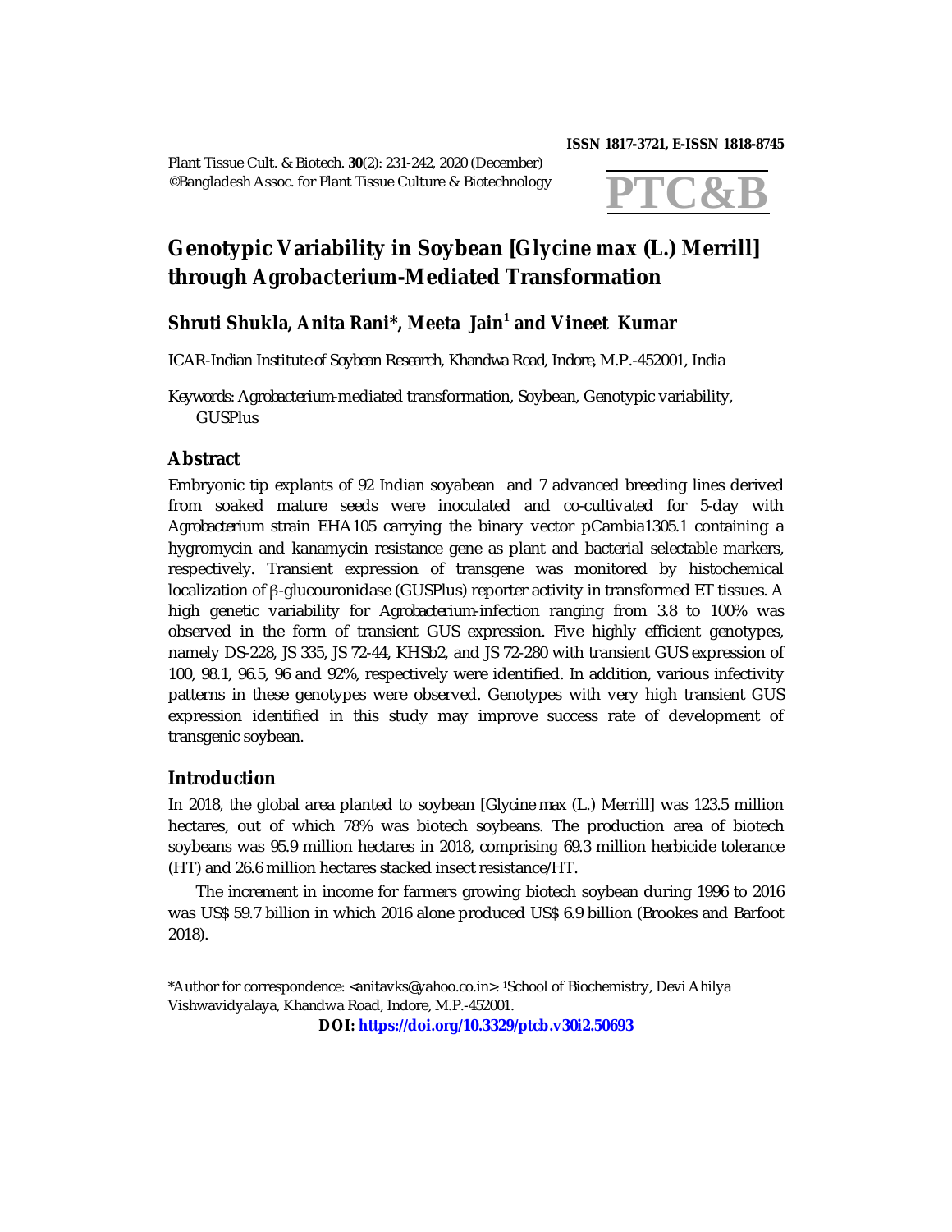ISSN 1817-3721, E-ISSN 1818-8745

Plant Tissue Cult. & Biotech. **30**(2): 231-242, 2020 (December)
©Bangladesh Assoc. for Plant Tissue Culture & Biotechnology

**PTC&B**

# Genotypic Variability in Soybean [*Glycine max* (L.) Merrill] through *Agrobacterium*-Mediated Transformation

**Shruti Shukla, Anita Rani\*, Meeta Jain[1] and Vineet Kumar**

ICAR-Indian Institute of Soybean Research, Khandwa Road, Indore, M.P.-452001, India

*Keywords:* *Agrobacterium*-mediated transformation, Soybean, Genotypic variability, GUSPlus

## Abstract

Embryonic tip explants of 92 Indian soyabean and 7 advanced breeding lines derived from soaked mature seeds were inoculated and co-cultivated for 5-day with *Agrobacterium* strain EHA105 carrying the binary vector pCambia1305.1 containing a hygromycin and kanamycin resistance gene as plant and bacterial selectable markers, respectively. Transient expression of transgene was monitored by histochemical localization of β-glucouronidase (GUSPlus) reporter activity in transformed ET tissues. A high genetic variability for *Agrobacterium*-infection ranging from 3.8 to 100% was observed in the form of transient GUS expression. Five highly efficient genotypes, namely DS-228, JS 335, JS 72-44, KHSb2, and JS 72-280 with transient GUS expression of 100, 98.1, 96.5, 96 and 92%, respectively were identified. In addition, various infectivity patterns in these genotypes were observed. Genotypes with very high transient GUS expression identified in this study may improve success rate of development of transgenic soybean.

## Introduction

In 2018, the global area planted to soybean [*Glycine max* (L.) Merrill] was 123.5 million hectares, out of which 78% was biotech soybeans. The production area of biotech soybeans was 95.9 million hectares in 2018, comprising 69.3 million herbicide tolerance (HT) and 26.6 million hectares stacked insect resistance/HT.

The increment in income for farmers growing biotech soybean during 1996 to 2016 was US$ 59.7 billion in which 2016 alone produced US$ 6.9 billion (Brookes and Barfoot 2018).

---

\*Author for correspondence: <anitavks@yahoo.co.in>. [1]School of Biochemistry, Devi Ahilya Vishwavidyalaya, Khandwa Road, Indore, M.P.-452001.

**DOI: https://doi.org/10.3329/ptcb.v30i2.50693**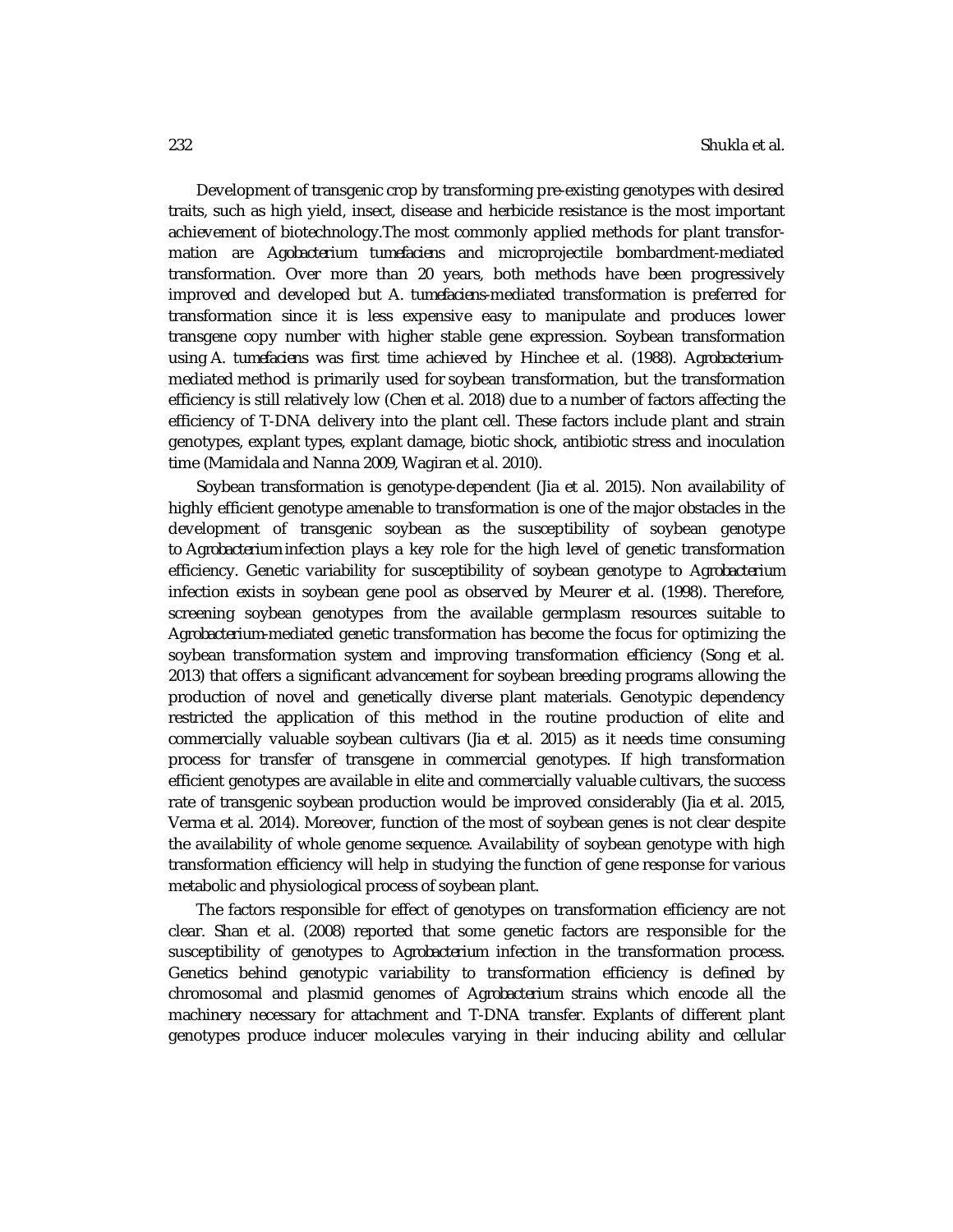Development of transgenic crop by transforming pre-existing genotypes with desired traits, such as high yield, insect, disease and herbicide resistance is the most important achievement of biotechnology.The most commonly applied methods for plant transformation are *Agobacterium tumefaciens* and microprojectile bombardment-mediated transformation. Over more than 20 years, both methods have been progressively improved and developed but *A. tumefaciens*-mediated transformation is preferred for transformation since it is less expensive easy to manipulate and produces lower transgene copy number with higher stable gene expression. Soybean transformation using *A. tumefaciens* was first time achieved by Hinchee et al. (1988). *Agrobacterium*-mediated method is primarily used for soybean transformation, but the transformation efficiency is still relatively low (Chen et al. 2018) due to a number of factors affecting the efficiency of T-DNA delivery into the plant cell. These factors include plant and strain genotypes, explant types, explant damage, biotic shock, antibiotic stress and inoculation time (Mamidala and Nanna 2009, Wagiran et al. 2010).

Soybean transformation is genotype-dependent (Jia et al. 2015). Non availability of highly efficient genotype amenable to transformation is one of the major obstacles in the development of transgenic soybean as the susceptibility of soybean genotype to *Agrobacterium* infection plays a key role for the high level of genetic transformation efficiency. Genetic variability for susceptibility of soybean genotype to *Agrobacterium* infection exists in soybean gene pool as observed by Meurer et al. (1998). Therefore, screening soybean genotypes from the available germplasm resources suitable to *Agrobacterium*-mediated genetic transformation has become the focus for optimizing the soybean transformation system and improving transformation efficiency (Song et al. 2013) that offers a significant advancement for soybean breeding programs allowing the production of novel and genetically diverse plant materials. Genotypic dependency restricted the application of this method in the routine production of elite and commercially valuable soybean cultivars (Jia et al. 2015) as it needs time consuming process for transfer of transgene in commercial genotypes. If high transformation efficient genotypes are available in elite and commercially valuable cultivars, the success rate of transgenic soybean production would be improved considerably (Jia et al. 2015, Verma et al. 2014). Moreover, function of the most of soybean genes is not clear despite the availability of whole genome sequence. Availability of soybean genotype with high transformation efficiency will help in studying the function of gene response for various metabolic and physiological process of soybean plant.

The factors responsible for effect of genotypes on transformation efficiency are not clear. Shan et al. (2008) reported that some genetic factors are responsible for the susceptibility of genotypes to *Agrobacterium* infection in the transformation process. Genetics behind genotypic variability to transformation efficiency is defined by chromosomal and plasmid genomes of *Agrobacterium* strains which encode all the machinery necessary for attachment and T-DNA transfer. Explants of different plant genotypes produce inducer molecules varying in their inducing ability and cellular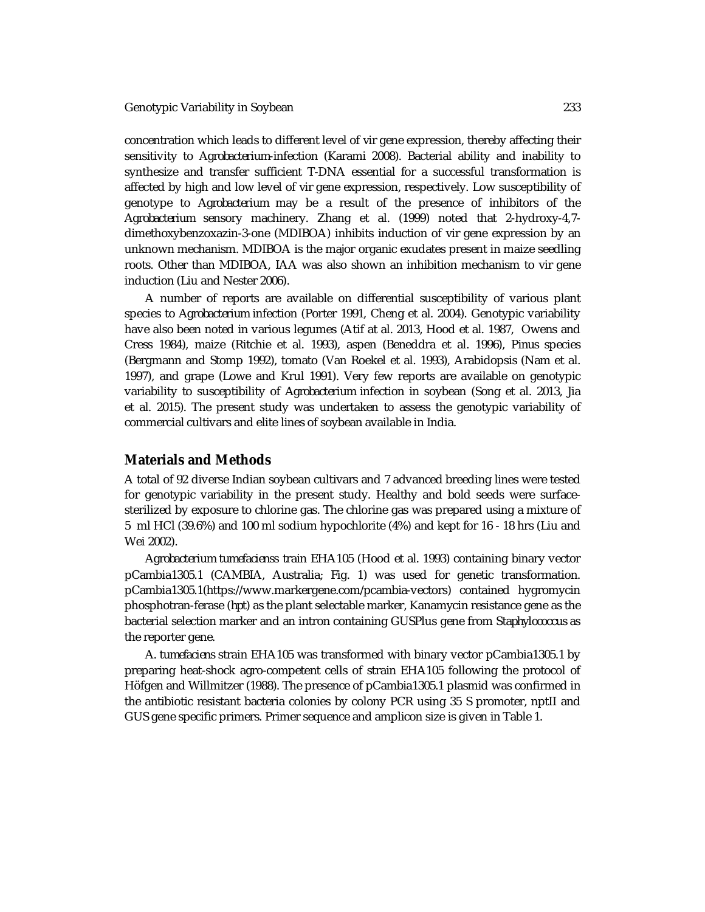concentration which leads to different level of vir gene expression, thereby affecting their sensitivity to *Agrobacterium*-infection (Karami 2008). Bacterial ability and inability to synthesize and transfer sufficient T-DNA essential for a successful transformation is affected by high and low level of vir gene expression, respectively. Low susceptibility of genotype to *Agrobacterium* may be a result of the presence of inhibitors of the *Agrobacterium* sensory machinery. Zhang et al. (1999) noted that 2-hydroxy-4,7-dimethoxybenzoxazin-3-one (MDIBOA) inhibits induction of vir gene expression by an unknown mechanism. MDIBOA is the major organic exudates present in maize seedling roots. Other than MDIBOA, IAA was also shown an inhibition mechanism to vir gene induction (Liu and Nester 2006).

A number of reports are available on differential susceptibility of various plant species to *Agrobacterium* infection (Porter 1991, Cheng et al. 2004). Genotypic variability have also been noted in various legumes (Atif at al. 2013, Hood et al. 1987, Owens and Cress 1984), maize (Ritchie et al. 1993), aspen (Beneddra et al. 1996), Pinus species (Bergmann and Stomp 1992), tomato (Van Roekel et al. 1993), Arabidopsis (Nam et al. 1997), and grape (Lowe and Krul 1991). Very few reports are available on genotypic variability to susceptibility of *Agrobacterium* infection in soybean (Song et al. 2013, Jia et al. 2015). The present study was undertaken to assess the genotypic variability of commercial cultivars and elite lines of soybean available in India.

## Materials and Methods

A total of 92 diverse Indian soybean cultivars and 7 advanced breeding lines were tested for genotypic variability in the present study. Healthy and bold seeds were surface-sterilized by exposure to chlorine gas. The chlorine gas was prepared using a mixture of 5 ml HCl (39.6%) and 100 ml sodium hypochlorite (4%) and kept for 16 - 18 hrs (Liu and Wei 2002).

*Agrobacterium tumefacienss* train EHA105 (Hood et al. 1993) containing binary vector pCambia1305.1 (CAMBIA, Australia; Fig. 1) was used for genetic transformation. pCambia1305.1(https://www.markergene.com/pcambia-vectors) contained hygromycin phosphotran-ferase (*hpt*) as the plant selectable marker, Kanamycin resistance gene as the bacterial selection marker and an intron containing GUSPlus gene from *Staphylococcus* as the reporter gene.

*A. tumefaciens* strain EHA105 was transformed with binary vector pCambia1305.1 by preparing heat-shock agro-competent cells of strain EHA105 following the protocol of Höfgen and Willmitzer (1988). The presence of pCambia1305.1 plasmid was confirmed in the antibiotic resistant bacteria colonies by colony PCR using 35 S promoter, nptII and GUS gene specific primers. Primer sequence and amplicon size is given in Table 1.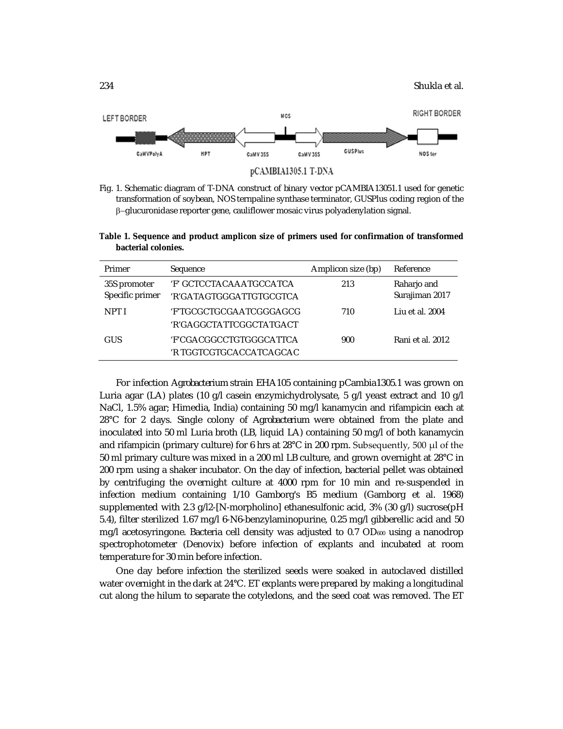Fig. 1. Schematic diagram of T-DNA construct of binary vector pCAMBIA13051.1 used for genetic transformation of soybean, NOS ternpaline synthase terminator, GUSPlus coding region of the β−glucuronidase reporter gene, cauliflower mosaic virus polyadenylation signal.

**Table 1. Sequence and product amplicon size of primers used for confirmation of transformed bacterial colonies.**

| Primer | Sequence | Amplicon size (bp) | Reference |
|---|---|---|---|
| 35S promoter Specific primer | 'F' GCTCCTACAAATGCCATCA<br>'R'GATAGTGGGATTGTGCGTCA | 213 | Raharjo and Surajiman 2017 |
| NPT I | 'F'TGCGCTGCGAATCGGGAGCG<br>'R'GAGGCTATTCGGCTATGACT | 710 | Liu et al. 2004 |
| GUS | 'F'CGACGGCCTGTGGGCATTCA<br>'R TGGTCGTGCACCATCAGCAC | 900 | Rani et al. 2012 |

For infection *Agrobacterium* strain EHA105 containing pCambia1305.1 was grown on Luria agar (LA) plates (10 g/l casein enzymichydrolysate, 5 g/l yeast extract and 10 g/l NaCl, 1.5% agar; Himedia, India) containing 50 mg/l kanamycin and rifampicin each at 28°C for 2 days. Single colony of *Agrobacterium* were obtained from the plate and inoculated into 50 ml Luria broth (LB, liquid LA) containing 50 mg/l of both kanamycin and rifampicin (primary culture) for 6 hrs at 28°C in 200 rpm. Subsequently, 500 μl of the 50 ml primary culture was mixed in a 200 ml LB culture, and grown overnight at 28°C in 200 rpm using a shaker incubator. On the day of infection, bacterial pellet was obtained by centrifuging the overnight culture at 4000 rpm for 10 min and re-suspended in infection medium containing 1/10 Gamborg's B5 medium (Gamborg et al. 1968) supplemented with 2.3 g/l2-[N-morpholino] ethanesulfonic acid, 3% (30 g/l) sucrose(pH 5.4), filter sterilized 1.67 mg/l 6-N6-benzylaminopurine, 0.25 mg/l gibberellic acid and 50 mg/l acetosyringone. Bacteria cell density was adjusted to 0.7 $OD_{600}$ using a nanodrop spectrophotometer (Denovix) before infection of explants and incubated at room temperature for 30 min before infection.

One day before infection the sterilized seeds were soaked in autoclaved distilled water overnight in the dark at 24°C. ET explants were prepared by making a longitudinal cut along the hilum to separate the cotyledons, and the seed coat was removed. The ET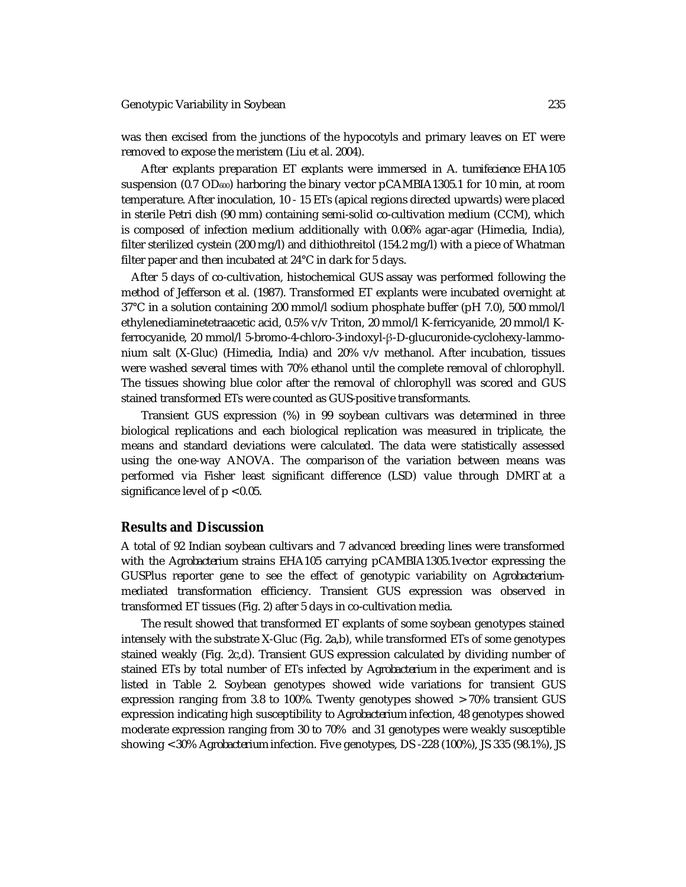was then excised from the junctions of the hypocotyls and primary leaves on ET were removed to expose the meristem (Liu et al. 2004).

After explants preparation ET explants were immersed in *A. tumifecience* EHA105 suspension (0.7 $OD_{600}$) harboring the binary vector pCAMBIA1305.1 for 10 min, at room temperature. After inoculation, 10 - 15 ETs (apical regions directed upwards) were placed in sterile Petri dish (90 mm) containing semi-solid co-cultivation medium (CCM), which is composed of infection medium additionally with 0.06% agar-agar (Himedia, India), filter sterilized cystein (200 mg/l) and dithiothreitol (154.2 mg/l) with a piece of Whatman filter paper and then incubated at 24°C in dark for 5 days.

After 5 days of co-cultivation, histochemical GUS assay was performed following the method of Jefferson et al. (1987). Transformed ET explants were incubated overnight at 37°C in a solution containing 200 mmol/l sodium phosphate buffer (pH 7.0), 500 mmol/l ethylenediaminetetraacetic acid, 0.5% v/v Triton, 20 mmol/l K-ferricyanide, 20 mmol/l K-ferrocyanide, 20 mmol/l 5-bromo-4-chloro-3-indoxyl-β-D-glucuronide-cyclohexy-lammonium salt (X-Gluc) (Himedia, India) and 20% v/v methanol. After incubation, tissues were washed several times with 70% ethanol until the complete removal of chlorophyll. The tissues showing blue color after the removal of chlorophyll was scored and GUS stained transformed ETs were counted as GUS-positive transformants.

Transient GUS expression (%) in 99 soybean cultivars was determined in three biological replications and each biological replication was measured in triplicate, the means and standard deviations were calculated. The data were statistically assessed using the one-way ANOVA. The comparison of the variation between means was performed via Fisher least significant difference (LSD) value through DMRT at a significance level of $p < 0.05$.

## Results and Discussion

A total of 92 Indian soybean cultivars and 7 advanced breeding lines were transformed with the *Agrobacterium* strains EHA105 carrying pCAMBIA1305.1vector expressing the GUSPlus reporter gene to see the effect of genotypic variability on *Agrobacterium*-mediated transformation efficiency. Transient GUS expression was observed in transformed ET tissues (Fig. 2) after 5 days in co-cultivation media.

The result showed that transformed ET explants of some soybean genotypes stained intensely with the substrate X-Gluc (Fig. 2a,b), while transformed ETs of some genotypes stained weakly (Fig. 2c,d). Transient GUS expression calculated by dividing number of stained ETs by total number of ETs infected by *Agrobacterium* in the experiment and is listed in Table 2. Soybean genotypes showed wide variations for transient GUS expression ranging from 3.8 to 100%. Twenty genotypes showed > 70% transient GUS expression indicating high susceptibility to *Agrobacterium* infection, 48 genotypes showed moderate expression ranging from 30 to 70% and 31 genotypes were weakly susceptible showing < 30% *Agrobacterium* infection. Five genotypes, DS -228 (100%), JS 335 (98.1%), JS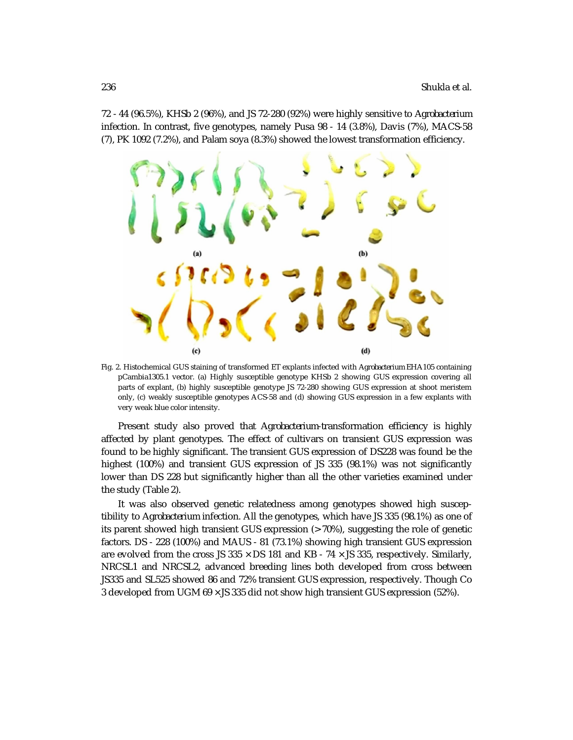72 - 44 (96.5%), KHSb 2 (96%), and JS 72-280 (92%) were highly sensitive to *Agrobacterium* infection. In contrast, five genotypes, namely Pusa 98 - 14 (3.8%), Davis (7%), MACS-58 (7), PK 1092 (7.2%), and Palam soya (8.3%) showed the lowest transformation efficiency.

Fig. 2. Histochemical GUS staining of transformed ET explants infected with *Agrobacterium* EHA105 containing pCambia1305.1 vector. (a) Highly susceptible genotype KHSb 2 showing GUS expression covering all parts of explant, (b) highly susceptible genotype JS 72-280 showing GUS expression at shoot meristem only, (c) weakly susceptible genotypes ACS-58 and (d) showing GUS expression in a few explants with very weak blue color intensity.

Present study also proved that *Agrobacterium*-transformation efficiency is highly affected by plant genotypes. The effect of cultivars on transient GUS expression was found to be highly significant. The transient GUS expression of DS228 was found be the highest (100%) and transient GUS expression of JS 335 (98.1%) was not significantly lower than DS 228 but significantly higher than all the other varieties examined under the study (Table 2).

It was also observed genetic relatedness among genotypes showed high susceptibility to *Agrobacterium* infection. All the genotypes, which have JS 335 (98.1%) as one of its parent showed high transient GUS expression (> 70%), suggesting the role of genetic factors. DS - 228 (100%) and MAUS - 81 (73.1%) showing high transient GUS expression are evolved from the cross JS 335 × DS 181 and KB - 74 × JS 335, respectively. Similarly, NRCSL1 and NRCSL2, advanced breeding lines both developed from cross between JS335 and SL525 showed 86 and 72% transient GUS expression, respectively. Though Co 3 developed from UGM 69 × JS 335 did not show high transient GUS expression (52%).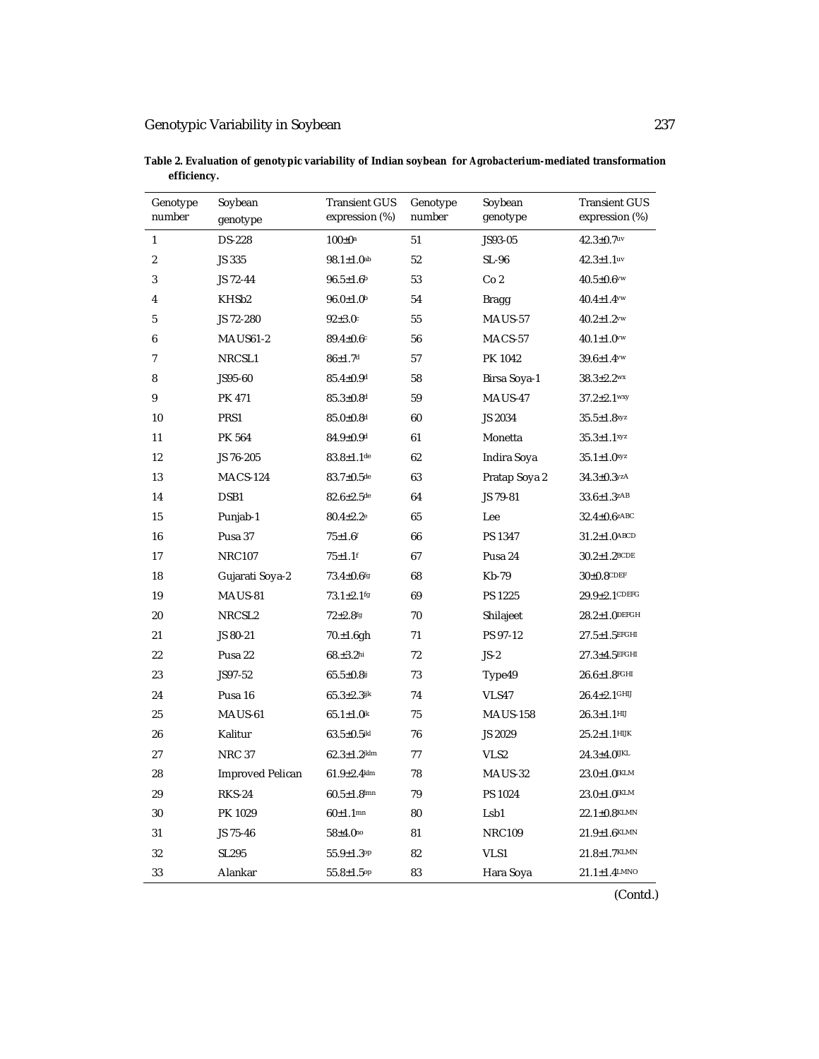**Table 2. Evaluation of genotypic variability of Indian soybean for *Agrobacterium*-mediated transformation efficiency.**

| Genotype number | Soybean genotype | Transient GUS expression (%) | Genotype number | Soybean genotype | Transient GUS expression (%) |
|---|---|---|---|---|---|
| 1 | DS-228 | 100±0[a] | 51 | JS93-05 | 42.3±0.7[uv] |
| 2 | JS 335 | 98.1±1.0[ab] | 52 | SL-96 | 42.3±1.1[uv] |
| 3 | JS 72-44 | 96.5±1.6[b] | 53 | Co 2 | 40.5±0.6[vw] |
| 4 | KHSb2 | 96.0±1.0[b] | 54 | Bragg | 40.4±1.4[vw] |
| 5 | JS 72-280 | 92±3.0[c] | 55 | MAUS-57 | 40.2±1.2[vw] |
| 6 | MAUS61-2 | 89.4±0.6[c] | 56 | MACS-57 | 40.1±1.0[vw] |
| 7 | NRCSL1 | 86±1.7[d] | 57 | PK 1042 | 39.6±1.4[vw] |
| 8 | JS95-60 | 85.4±0.9[d] | 58 | Birsa Soya-1 | 38.3±2.2[wx] |
| 9 | PK 471 | 85.3±0.8[d] | 59 | MAUS-47 | 37.2±2.1[wxy] |
| 10 | PRS1 | 85.0±0.8[d] | 60 | JS 2034 | 35.5±1.8[xyz] |
| 11 | PK 564 | 84.9±0.9[d] | 61 | Monetta | 35.3±1.1[xyz] |
| 12 | JS 76-205 | 83.8±1.1[de] | 62 | Indira Soya | 35.1±1.0[xyz] |
| 13 | MACS-124 | 83.7±0.5[de] | 63 | Pratap Soya 2 | 34.3±0.3[yzA] |
| 14 | DSB1 | 82.6±2.5[de] | 64 | JS 79-81 | 33.6±1.3[zAB] |
| 15 | Punjab-1 | 80.4±2.2[e] | 65 | Lee | 32.4±0.6[zABC] |
| 16 | Pusa 37 | 75±1.6[f] | 66 | PS 1347 | 31.2±1.0[ABCD] |
| 17 | NRC107 | 75±1.1[f] | 67 | Pusa 24 | 30.2±1.2[BCDE] |
| 18 | Gujarati Soya-2 | 73.4±0.6[fg] | 68 | Kb-79 | 30±0.8[CDEF] |
| 19 | MAUS-81 | 73.1±2.1[fg] | 69 | PS 1225 | 29.9±2.1[CDEFG] |
| 20 | NRCSL2 | 72±2.8[fg] | 70 | Shilajeet | 28.2±1.0[DEFGH] |
| 21 | JS 80-21 | 70.±1.6gh | 71 | PS 97-12 | 27.5±1.5[EFGHI] |
| 22 | Pusa 22 | 68.±3.2[hi] | 72 | JS-2 | 27.3±4.5[EFGHI] |
| 23 | JS97-52 | 65.5±0.8[ij] | 73 | Type49 | 26.6±1.8[FGHI] |
| 24 | Pusa 16 | 65.3±2.3[ijk] | 74 | VLS47 | 26.4±2.1[GHIJ] |
| 25 | MAUS-61 | 65.1±1.0[ik] | 75 | MAUS-158 | 26.3±1.1[HIJ] |
| 26 | Kalitur | 63.5±0.5[jkl] | 76 | JS 2029 | 25.2±1.1[HIJK] |
| 27 | NRC 37 | 62.3±1.2[jklm] | 77 | VLS2 | 24.3±4.0[IJKL] |
| 28 | Improved Pelican | 61.9±2.4[klm] | 78 | MAUS-32 | 23.0±1.0[JKLM] |
| 29 | RKS-24 | 60.5±1.8[lmn] | 79 | PS 1024 | 23.0±1.0[JKLM] |
| 30 | PK 1029 | 60±1.1[mn] | 80 | Lsb1 | 22.1±0.8[KLMN] |
| 31 | JS 75-46 | 58±4.0[no] | 81 | NRC109 | 21.9±1.6[KLMN] |
| 32 | SL295 | 55.9±1.3[op] | 82 | VLS1 | 21.8±1.7[KLMN] |
| 33 | Alankar | 55.8±1.5[op] | 83 | Hara Soya | 21.1±1.4[LMNO] |

(Contd.)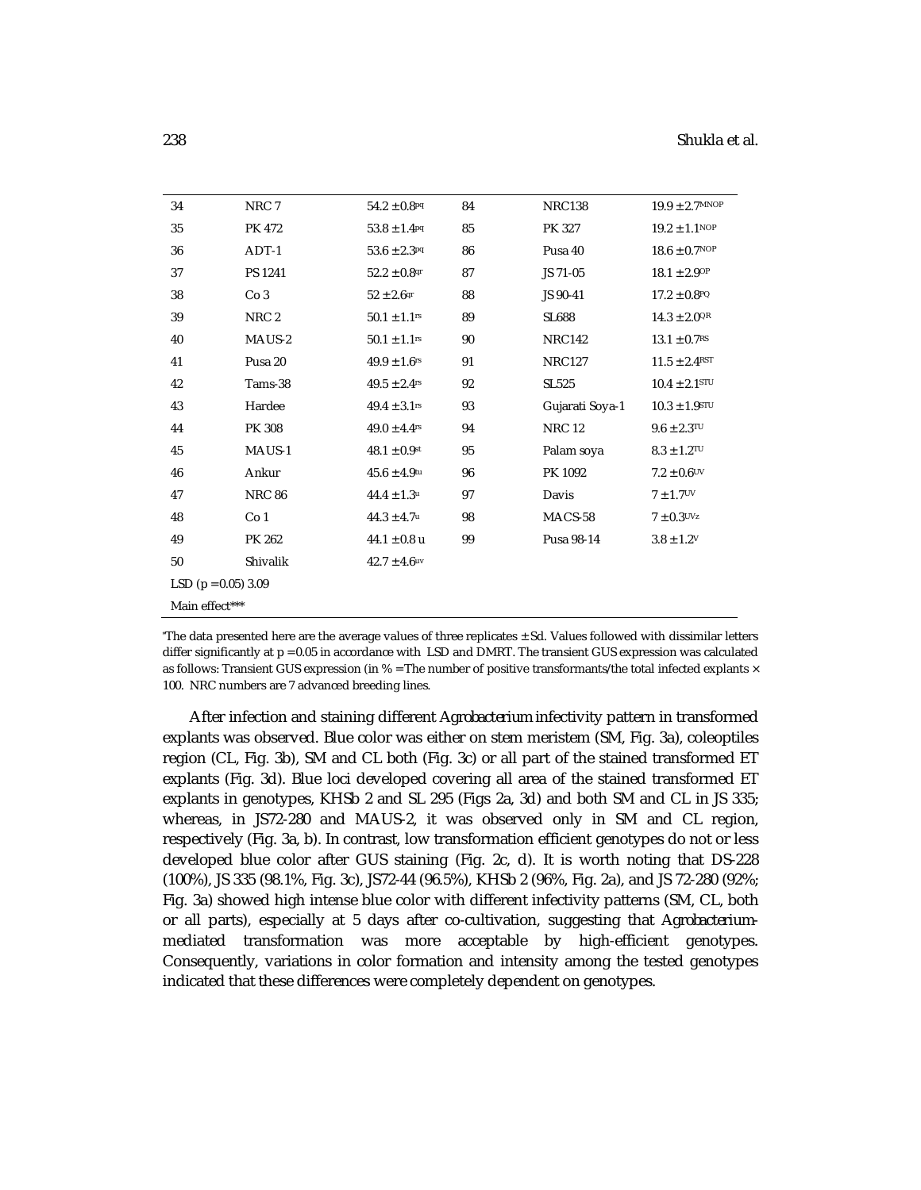| 34 | NRC 7 | 54.2 ± 0.8pq | 84 | NRC138 | 19.9 ± 2.7MNOP |
|---|---|---|---|---|---|
| 35 | PK 472 | 53.8 ± 1.4pq | 85 | PK 327 | 19.2 ± 1.1NOP |
| 36 | ADT-1 | 53.6 ± 2.3pq | 86 | Pusa 40 | 18.6 ± 0.7NOP |
| 37 | PS 1241 | 52.2 ± 0.8qr | 87 | JS 71-05 | 18.1 ± 2.9OP |
| 38 | Co 3 | 52 ± 2.6qr | 88 | JS 90-41 | 17.2 ± 0.8PQ |
| 39 | NRC 2 | 50.1 ± 1.1rs | 89 | SL688 | 14.3 ± 2.0QR |
| 40 | MAUS-2 | 50.1 ± 1.1rs | 90 | NRC142 | 13.1 ± 0.7RS |
| 41 | Pusa 20 | 49.9 ± 1.6rs | 91 | NRC127 | 11.5 ± 2.4RST |
| 42 | Tams-38 | 49.5 ± 2.4rs | 92 | SL525 | 10.4 ± 2.1STU |
| 43 | Hardee | 49.4 ± 3.1rs | 93 | Gujarati Soya-1 | 10.3 ± 1.9STU |
| 44 | PK 308 | 49.0 ± 4.4rs | 94 | NRC 12 | 9.6 ± 2.3TU |
| 45 | MAUS-1 | 48.1 ± 0.9st | 95 | Palam soya | 8.3 ± 1.2TU |
| 46 | Ankur | 45.6 ± 4.9tu | 96 | PK 1092 | 7.2 ± 0.6UV |
| 47 | NRC 86 | 44.4 ± 1.3u | 97 | Davis | 7 ± 1.7UV |
| 48 | Co 1 | 44.3 ± 4.7u | 98 | MACS-58 | 7 ± 0.3UVz |
| 49 | PK 262 | 44.1 ± 0.8 u | 99 | Pusa 98-14 | 3.8 ± 1.2V |
| 50 | Shivalik | 42.7 ± 4.6uv | | | |
| LSD (p = 0.05) 3.09 | | | | | |
| Main effect*** | | | | | |

*The data presented here are the average values of three replicates ± Sd. Values followed with dissimilar letters differ significantly at p = 0.05 in accordance with LSD and DMRT. The transient GUS expression was calculated as follows: Transient GUS expression (in % = The number of positive transformants/the total infected explants × 100. NRC numbers are 7 advanced breeding lines.

After infection and staining different *Agrobacterium* infectivity pattern in transformed explants was observed. Blue color was either on stem meristem (SM, Fig. 3a), coleoptiles region (CL, Fig. 3b), SM and CL both (Fig. 3c) or all part of the stained transformed ET explants (Fig. 3d). Blue loci developed covering all area of the stained transformed ET explants in genotypes, KHSb 2 and SL 295 (Figs 2a, 3d) and both SM and CL in JS 335; whereas, in JS72-280 and MAUS-2, it was observed only in SM and CL region, respectively (Fig. 3a, b). In contrast, low transformation efficient genotypes do not or less developed blue color after GUS staining (Fig. 2c, d). It is worth noting that DS-228 (100%), JS 335 (98.1%, Fig. 3c), JS72-44 (96.5%), KHSb 2 (96%, Fig. 2a), and JS 72-280 (92%; Fig. 3a) showed high intense blue color with different infectivity patterns (SM, CL, both or all parts), especially at 5 days after co-cultivation, suggesting that *Agrobacterium*-mediated transformation was more acceptable by high-efficient genotypes. Consequently, variations in color formation and intensity among the tested genotypes indicated that these differences were completely dependent on genotypes.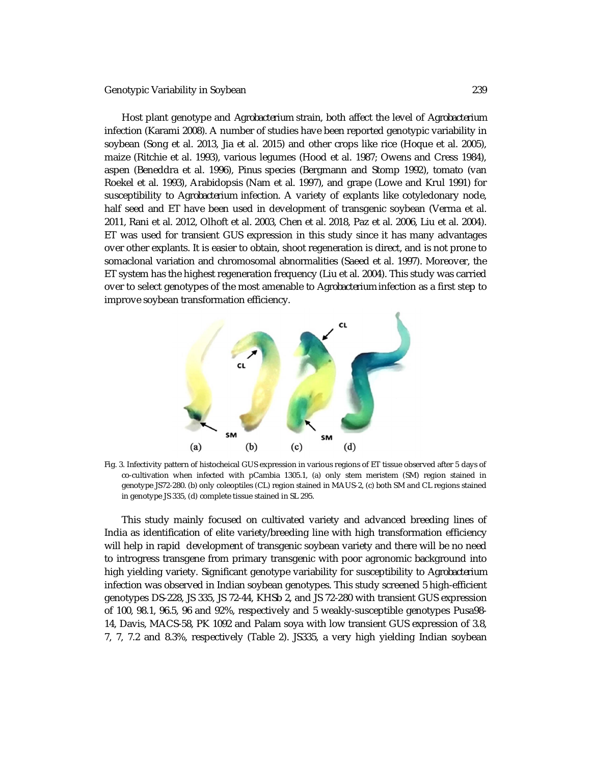Host plant genotype and *Agrobacterium* strain, both affect the level of *Agrobacterium* infection (Karami 2008). A number of studies have been reported genotypic variability in soybean (Song et al. 2013, Jia et al. 2015) and other crops like rice (Hoque et al. 2005), maize (Ritchie et al. 1993), various legumes (Hood et al. 1987; Owens and Cress 1984), aspen (Beneddra et al. 1996), Pinus species (Bergmann and Stomp 1992), tomato (van Roekel et al. 1993), Arabidopsis (Nam et al. 1997), and grape (Lowe and Krul 1991) for susceptibility to *Agrobacterium* infection. A variety of explants like cotyledonary node, half seed and ET have been used in development of transgenic soybean (Verma et al. 2011, Rani et al. 2012, Olhoft et al. 2003, Chen et al. 2018, Paz et al. 2006, Liu et al. 2004). ET was used for transient GUS expression in this study since it has many advantages over other explants. It is easier to obtain, shoot regeneration is direct, and is not prone to somaclonal variation and chromosomal abnormalities (Saeed et al. 1997). Moreover, the ET system has the highest regeneration frequency (Liu et al. 2004). This study was carried over to select genotypes of the most amenable to *Agrobacterium* infection as a first step to improve soybean transformation efficiency.

Fig. 3. Infectivity pattern of histocheical GUS expression in various regions of ET tissue observed after 5 days of co-cultivation when infected with pCambia 1305.1, (a) only stem meristem (SM) region stained in genotype JS72-280. (b) only coleoptiles (CL) region stained in MAUS-2, (c) both SM and CL regions stained in genotype JS 335, (d) complete tissue stained in SL 295.

This study mainly focused on cultivated variety and advanced breeding lines of India as identification of elite variety/breeding line with high transformation efficiency will help in rapid development of transgenic soybean variety and there will be no need to introgress transgene from primary transgenic with poor agronomic background into high yielding variety. Significant genotype variability for susceptibility to *Agrobacterium* infection was observed in Indian soybean genotypes. This study screened 5 high-efficient genotypes DS-228, JS 335, JS 72-44, KHSb 2, and JS 72-280 with transient GUS expression of 100, 98.1, 96.5, 96 and 92%, respectively and 5 weakly-susceptible genotypes Pusa98-14, Davis, MACS-58, PK 1092 and Palam soya with low transient GUS expression of 3.8, 7, 7, 7.2 and 8.3%, respectively (Table 2). JS335, a very high yielding Indian soybean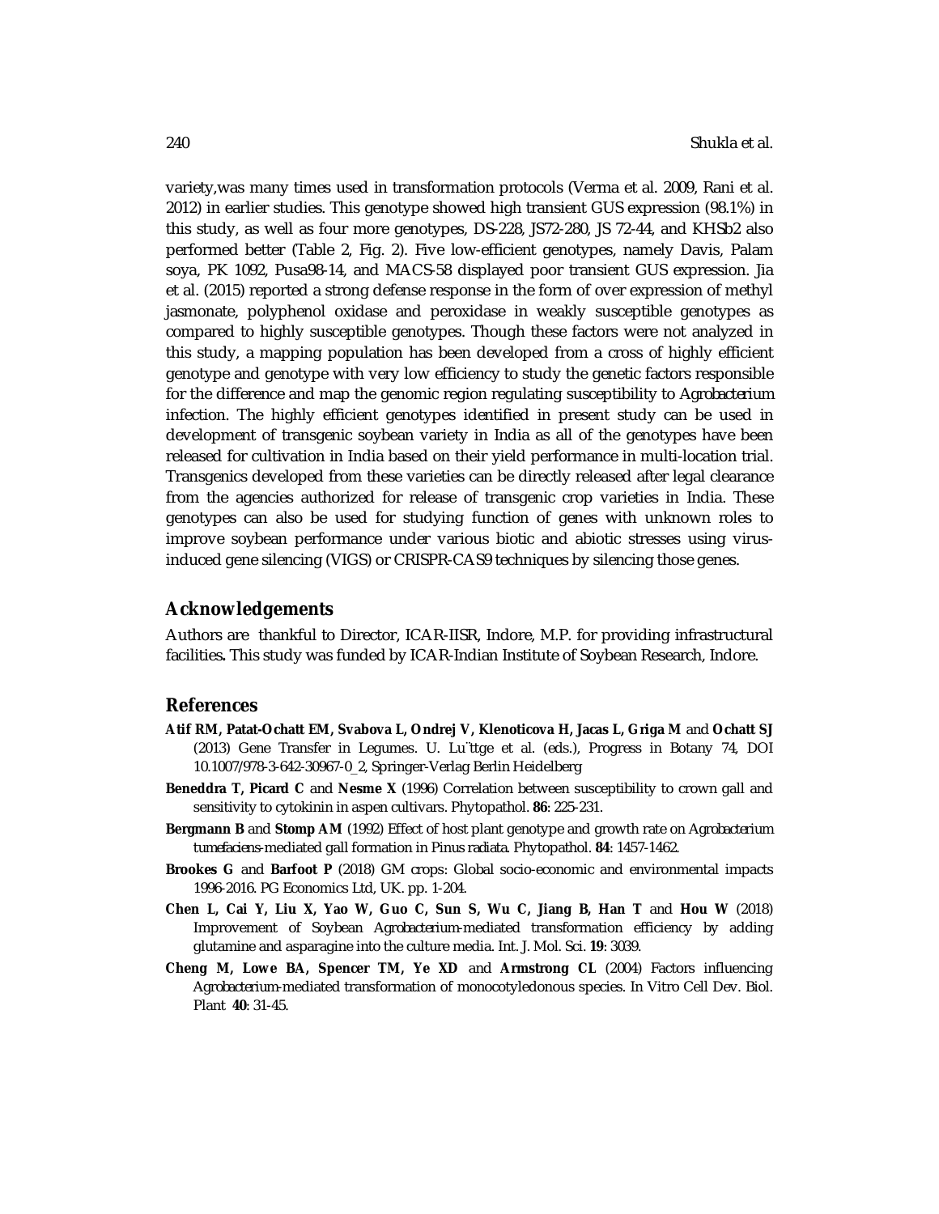variety,was many times used in transformation protocols (Verma et al. 2009, Rani et al. 2012) in earlier studies. This genotype showed high transient GUS expression (98.1%) in this study, as well as four more genotypes, DS-228, JS72-280, JS 72-44, and KHSb2 also performed better (Table 2, Fig. 2). Five low-efficient genotypes, namely Davis, Palam soya, PK 1092, Pusa98-14, and MACS-58 displayed poor transient GUS expression. Jia et al. (2015) reported a strong defense response in the form of over expression of methyl jasmonate, polyphenol oxidase and peroxidase in weakly susceptible genotypes as compared to highly susceptible genotypes. Though these factors were not analyzed in this study, a mapping population has been developed from a cross of highly efficient genotype and genotype with very low efficiency to study the genetic factors responsible for the difference and map the genomic region regulating susceptibility to *Agrobacterium* infection. The highly efficient genotypes identified in present study can be used in development of transgenic soybean variety in India as all of the genotypes have been released for cultivation in India based on their yield performance in multi-location trial. Transgenics developed from these varieties can be directly released after legal clearance from the agencies authorized for release of transgenic crop varieties in India. These genotypes can also be used for studying function of genes with unknown roles to improve soybean performance under various biotic and abiotic stresses using virus-induced gene silencing (VIGS) or CRISPR-CAS9 techniques by silencing those genes.

## Acknowledgements

Authors are thankful to Director, ICAR-IISR, Indore, M.P. for providing infrastructural facilities. This study was funded by ICAR-Indian Institute of Soybean Research, Indore.

## References

**Atif RM, Patat-Ochatt EM, Svabova L, Ondrej V, Klenoticova H, Jacas L, Griga M** and **Ochatt SJ** (2013) Gene Transfer in Legumes. U. Lu¨ttge et al. (eds.), Progress in Botany 74, DOI 10.1007/978-3-642-30967-0_2, Springer-Verlag Berlin Heidelberg

**Beneddra T, Picard C** and **Nesme X** (1996) Correlation between susceptibility to crown gall and sensitivity to cytokinin in aspen cultivars. Phytopathol. **86**: 225-231.

**Bergmann B** and **Stomp AM** (1992) Effect of host plant genotype and growth rate on *Agrobacterium tumefaciens*-mediated gall formation in *Pinus radiata*. Phytopathol. **84**: 1457-1462.

**Brookes G** and **Barfoot P** (2018) GM crops: Global socio-economic and environmental impacts 1996-2016. PG Economics Ltd, UK. pp. 1-204.

**Chen L, Cai Y, Liu X, Yao W, Guo C, Sun S, Wu C, Jiang B, Han T** and **Hou W** (2018) Improvement of Soybean *Agrobacterium*-mediated transformation efficiency by adding glutamine and asparagine into the culture media. Int. J. Mol. Sci. **19**: 3039.

**Cheng M, Lowe BA, Spencer TM, Ye XD** and **Armstrong CL** (2004) Factors influencing *Agrobacterium*-mediated transformation of monocotyledonous species. In Vitro Cell Dev. Biol. Plant **40**: 31-45.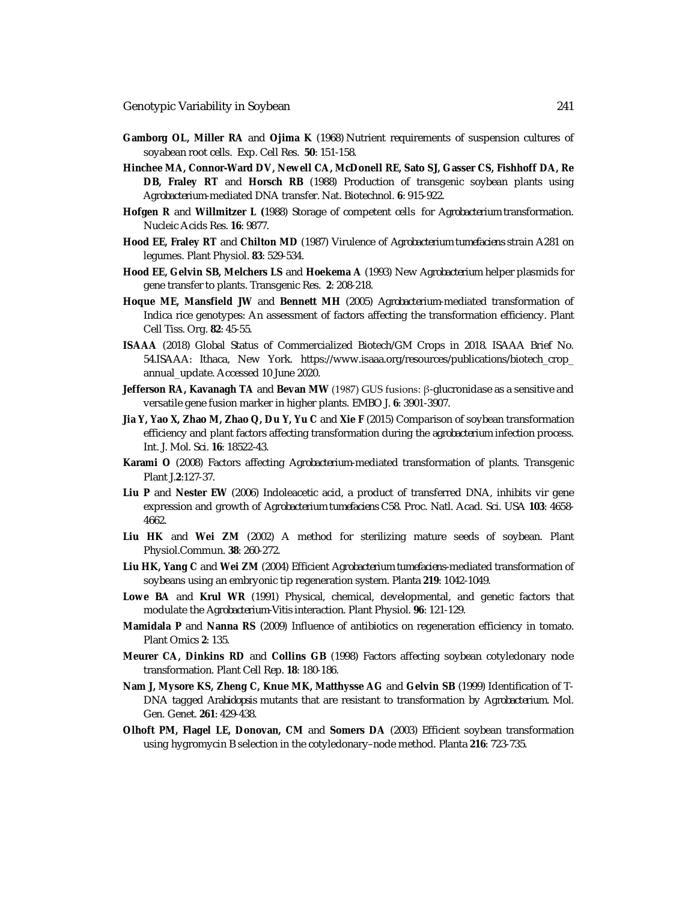**Gamborg OL, Miller RA** and **Ojima K** (1968) Nutrient requirements of suspension cultures of soyabean root cells. Exp. Cell Res. **50**: 151-158.

**Hinchee MA, Connor-Ward DV, Newell CA, McDonell RE, Sato SJ, Gasser CS, Fishhoff DA, Re DB, Fraley RT** and **Horsch RB** (1988) Production of transgenic soybean plants using *Agrobacterium*-mediated DNA transfer. Nat. Biotechnol. **6**: 915-922.

**Hofgen R** and **Willmitzer L (**1988) Storage of competent cells for *Agrobacterium* transformation. Nucleic Acids Res. **16**: 9877.

**Hood EE, Fraley RT** and **Chilton MD** (1987) Virulence of *Agrobacterium tumefaciens* strain A281 on legumes. Plant Physiol. **83**: 529-534.

**Hood EE, Gelvin SB, Melchers LS** and **Hoekema A** (1993) New *Agrobacterium* helper plasmids for gene transfer to plants. Transgenic Res. **2**: 208-218.

**Hoque ME, Mansfield JW** and **Bennett MH** (2005) *Agrobacterium*-mediated transformation of Indica rice genotypes: An assessment of factors affecting the transformation efficiency. Plant Cell Tiss. Org. **82**: 45-55.

**ISAAA** (2018) Global Status of Commercialized Biotech/GM Crops in 2018. ISAAA Brief No. 54.ISAAA: Ithaca, New York. https://www.isaaa.org/resources/publications/biotech_crop_annual_update. Accessed 10 June 2020.

**Jefferson RA, Kavanagh TA** and **Bevan MW** (1987) GUS fusions: β-glucronidase as a sensitive and versatile gene fusion marker in higher plants. EMBO J. **6**: 3901-3907.

**Jia Y, Yao X, Zhao M, Zhao Q, Du Y, Yu C** and **Xie F** (2015) Comparison of soybean transformation efficiency and plant factors affecting transformation during the *agrobacterium* infection process. Int. J. Mol. Sci. **16**: 18522-43.

**Karami O** (2008) Factors affecting *Agrobacterium*-mediated transformation of plants. Transgenic Plant J.**2**:127-37.

**Liu P** and **Nester EW** (2006) Indoleacetic acid, a product of transferred DNA, inhibits vir gene expression and growth of *Agrobacterium tumefaciens* C58. Proc. Natl. Acad. Sci. USA **103**: 4658-4662.

**Liu HK** and **Wei ZM** (2002) A method for sterilizing mature seeds of soybean. Plant Physiol.Commun. **38**: 260-272.

**Liu HK, Yang C** and **Wei ZM** (2004) Efficient *Agrobacterium tumefaciens*-mediated transformation of soybeans using an embryonic tip regeneration system. Planta **219**: 1042-1049.

**Lowe BA** and **Krul WR** (1991) Physical, chemical, developmental, and genetic factors that modulate the *Agrobacterium*-*Vitis* interaction. Plant Physiol. **96**: 121-129.

**Mamidala P** and **Nanna RS** (2009) Influence of antibiotics on regeneration efficiency in tomato. Plant Omics **2**: 135.

**Meurer CA, Dinkins RD** and **Collins GB** (1998) Factors affecting soybean cotyledonary node transformation. Plant Cell Rep. **18**: 180-186.

**Nam J, Mysore KS, Zheng C, Knue MK, Matthysse AG** and **Gelvin SB** (1999) Identification of T-DNA tagged *Arabidopsis* mutants that are resistant to transformation by *Agrobacterium*. Mol. Gen. Genet. **261**: 429-438.

**Olhoft PM, Flagel LE, Donovan, CM** and **Somers DA** (2003) Efficient soybean transformation using hygromycin B selection in the cotyledonary–node method. Planta **216**: 723-735.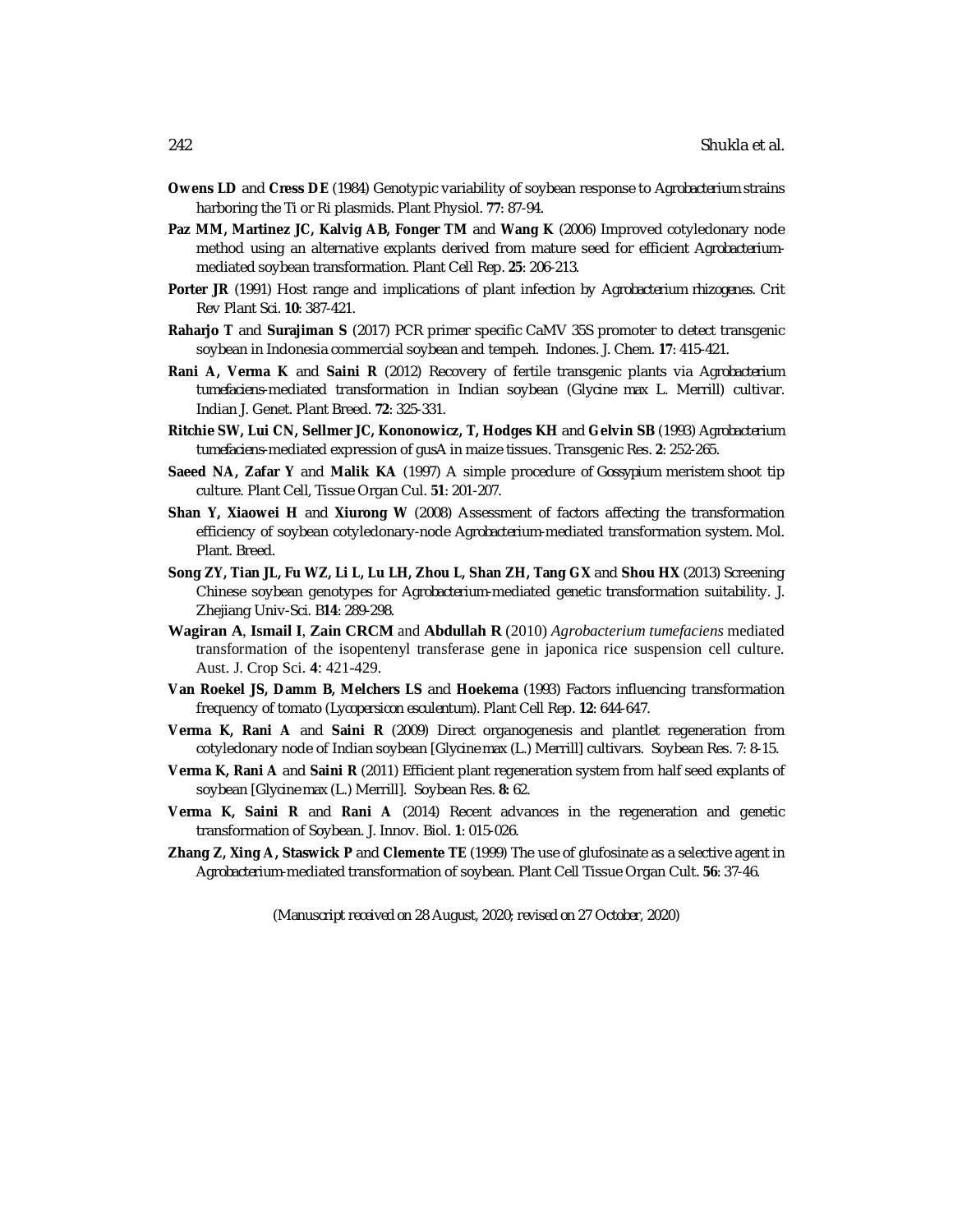**Owens LD** and **Cress DE** (1984) Genotypic variability of soybean response to *Agrobacterium* strains harboring the Ti or Ri plasmids. Plant Physiol. **77**: 87-94.

**Paz MM, Martinez JC, Kalvig AB, Fonger TM** and **Wang K** (2006) Improved cotyledonary node method using an alternative explants derived from mature seed for efficient *Agrobacterium*-mediated soybean transformation. Plant Cell Rep. **25**: 206-213.

**Porter JR** (1991) Host range and implications of plant infection by *Agrobacterium rhizogenes*. Crit Rev Plant Sci. **10**: 387-421.

**Raharjo T** and **Surajiman S** (2017) PCR primer specific CaMV 35S promoter to detect transgenic soybean in Indonesia commercial soybean and tempeh. Indones. J. Chem. **17**: 415-421.

**Rani A, Verma K** and **Saini R** (2012) Recovery of fertile transgenic plants via *Agrobacterium tumefaciens*-mediated transformation in Indian soybean (*Glycine max* L. Merrill) cultivar. Indian J. Genet. Plant Breed. **72**: 325-331.

**Ritchie SW, Lui CN, Sellmer JC, Kononowicz, T, Hodges KH** and **Gelvin SB** (1993) *Agrobacterium tumefaciens*-mediated expression of gusA in maize tissues. Transgenic Res. **2**: 252-265.

**Saeed NA, Zafar Y** and **Malik KA** (1997) A simple procedure of *Gossypium* meristem shoot tip culture. Plant Cell, Tissue Organ Cul. **51**: 201-207.

**Shan Y, Xiaowei H** and **Xiurong W** (2008) Assessment of factors affecting the transformation efficiency of soybean cotyledonary-node *Agrobacterium*-mediated transformation system. Mol. Plant. Breed.

**Song ZY, Tian JL, Fu WZ, Li L, Lu LH, Zhou L, Shan ZH, Tang GX** and **Shou HX** (2013) Screening Chinese soybean genotypes for *Agrobacterium*-mediated genetic transformation suitability. J. Zhejiang Univ-Sci. B**14**: 289-298.

**Wagiran A**, **Ismail I**, **Zain CRCM** and **Abdullah R** (2010) *Agrobacterium tumefaciens* mediated transformation of the isopentenyl transferase gene in japonica rice suspension cell culture. Aust. J. Crop Sci. **4**: 421-429.

**Van Roekel JS, Damm B, Melchers LS** and **Hoekema** (1993) Factors influencing transformation frequency of tomato (*Lycopersicon esculentum*). Plant Cell Rep. **12**: 644-647.

**Verma K, Rani A** and **Saini R** (2009) Direct organogenesis and plantlet regeneration from cotyledonary node of Indian soybean [*Glycine max* (L.) Merrill] cultivars. Soybean Res. 7: 8-15.

**Verma K, Rani A** and **Saini R** (2011) Efficient plant regeneration system from half seed explants of soybean [*Glycine max* (L.) Merrill]. Soybean Res. **8:** 62.

**Verma K, Saini R** and **Rani A** (2014) Recent advances in the regeneration and genetic transformation of Soybean. J. Innov. Biol. **1**: 015-026.

**Zhang Z, Xing A, Staswick P** and **Clemente TE** (1999) The use of glufosinate as a selective agent in *Agrobacterium*-mediated transformation of soybean. Plant Cell Tissue Organ Cult. **56**: 37-46.

*(Manuscript received on 28 August, 2020; revised on 27 October, 2020)*